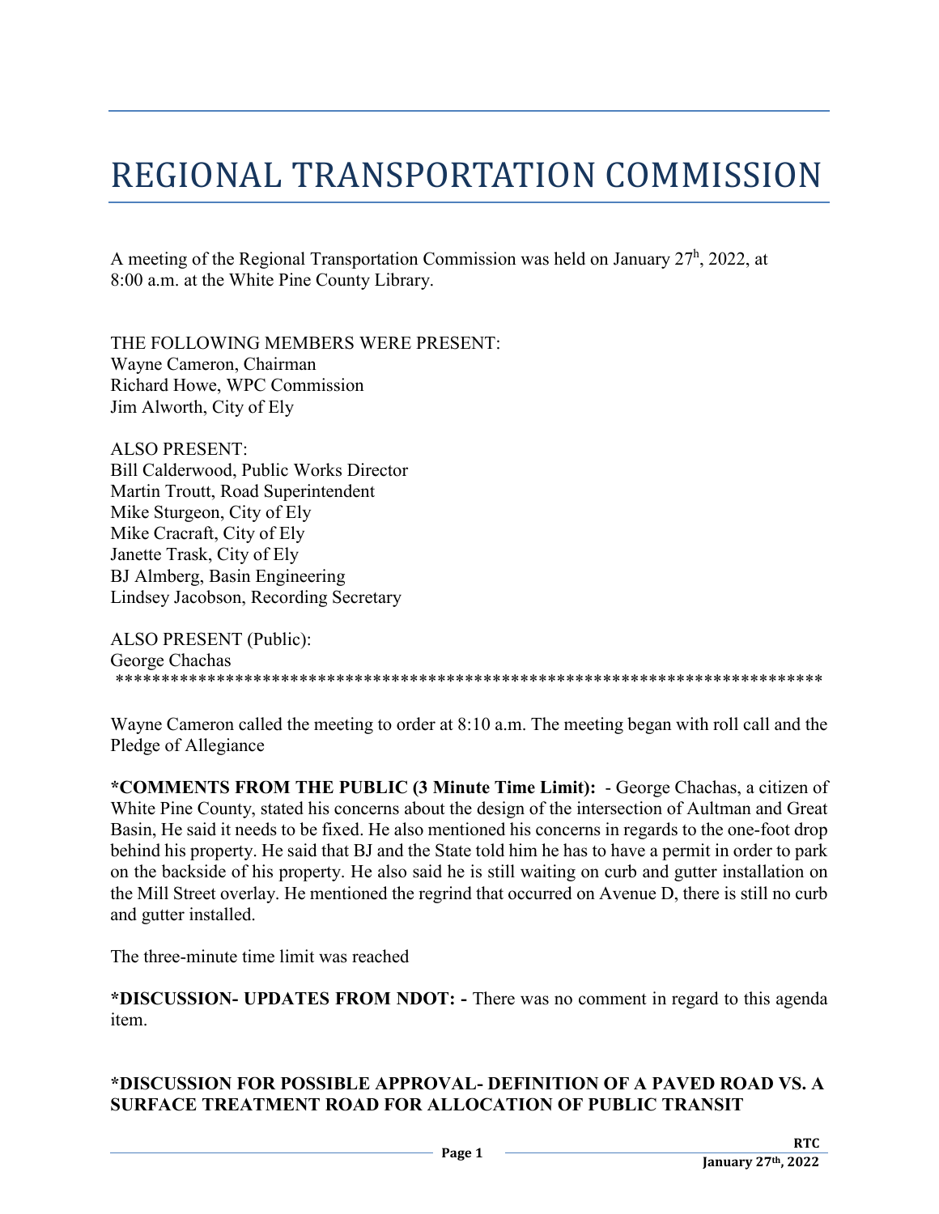# REGIONAL TRANSPORTATION COMMISSION

A meeting of the Regional Transportation Commission was held on January 27h, 2022, at 8:00 a.m. at the White Pine County Library.

THE FOLLOWING MEMBERS WERE PRESENT:
Wayne Cameron, Chairman
Richard Howe, WPC Commission
Jim Alworth, City of Ely

ALSO PRESENT:
Bill Calderwood, Public Works Director
Martin Troutt, Road Superintendent
Mike Sturgeon, City of Ely
Mike Cracraft, City of Ely
Janette Trask, City of Ely
BJ Almberg, Basin Engineering
Lindsey Jacobson, Recording Secretary

ALSO PRESENT (Public):
George Chachas
*******************************************************************************

Wayne Cameron called the meeting to order at 8:10 a.m. The meeting began with roll call and the Pledge of Allegiance

**\*COMMENTS FROM THE PUBLIC (3 Minute Time Limit):** - George Chachas, a citizen of White Pine County, stated his concerns about the design of the intersection of Aultman and Great Basin, He said it needs to be fixed. He also mentioned his concerns in regards to the one-foot drop behind his property. He said that BJ and the State told him he has to have a permit in order to park on the backside of his property. He also said he is still waiting on curb and gutter installation on the Mill Street overlay. He mentioned the regrind that occurred on Avenue D, there is still no curb and gutter installed.

The three-minute time limit was reached

**\*DISCUSSION- UPDATES FROM NDOT: -** There was no comment in regard to this agenda item.

**\*DISCUSSION FOR POSSIBLE APPROVAL- DEFINITION OF A PAVED ROAD VS. A SURFACE TREATMENT ROAD FOR ALLOCATION OF PUBLIC TRANSIT**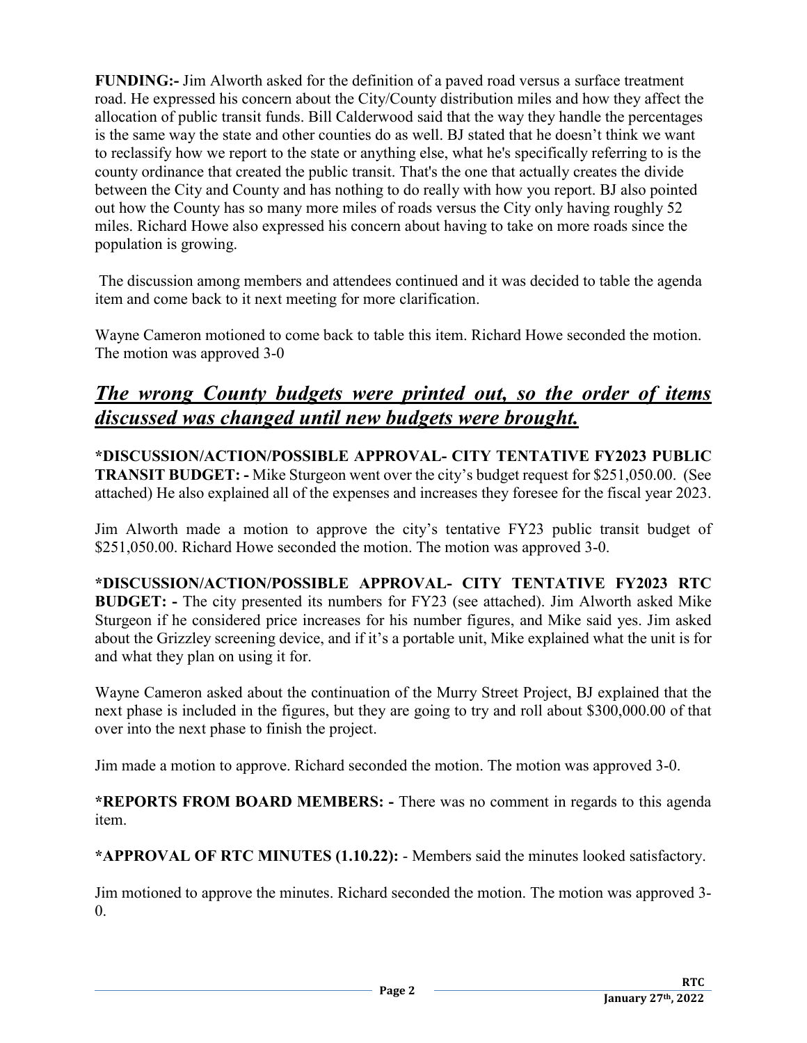**FUNDING:-** Jim Alworth asked for the definition of a paved road versus a surface treatment road. He expressed his concern about the City/County distribution miles and how they affect the allocation of public transit funds. Bill Calderwood said that the way they handle the percentages is the same way the state and other counties do as well. BJ stated that he doesn't think we want to reclassify how we report to the state or anything else, what he's specifically referring to is the county ordinance that created the public transit. That's the one that actually creates the divide between the City and County and has nothing to do really with how you report. BJ also pointed out how the County has so many more miles of roads versus the City only having roughly 52 miles. Richard Howe also expressed his concern about having to take on more roads since the population is growing.

The discussion among members and attendees continued and it was decided to table the agenda item and come back to it next meeting for more clarification.

Wayne Cameron motioned to come back to table this item. Richard Howe seconded the motion. The motion was approved 3-0

## ***The wrong County budgets were printed out, so the order of items discussed was changed until new budgets were brought.***

**\*DISCUSSION/ACTION/POSSIBLE APPROVAL- CITY TENTATIVE FY2023 PUBLIC TRANSIT BUDGET: -** Mike Sturgeon went over the city's budget request for $251,050.00. (See attached) He also explained all of the expenses and increases they foresee for the fiscal year 2023.

Jim Alworth made a motion to approve the city's tentative FY23 public transit budget of $251,050.00. Richard Howe seconded the motion. The motion was approved 3-0.

**\*DISCUSSION/ACTION/POSSIBLE APPROVAL- CITY TENTATIVE FY2023 RTC BUDGET: -** The city presented its numbers for FY23 (see attached). Jim Alworth asked Mike Sturgeon if he considered price increases for his number figures, and Mike said yes. Jim asked about the Grizzley screening device, and if it's a portable unit, Mike explained what the unit is for and what they plan on using it for.

Wayne Cameron asked about the continuation of the Murry Street Project, BJ explained that the next phase is included in the figures, but they are going to try and roll about $300,000.00 of that over into the next phase to finish the project.

Jim made a motion to approve. Richard seconded the motion. The motion was approved 3-0.

**\*REPORTS FROM BOARD MEMBERS: -** There was no comment in regards to this agenda item.

**\*APPROVAL OF RTC MINUTES (1.10.22):** - Members said the minutes looked satisfactory.

Jim motioned to approve the minutes. Richard seconded the motion. The motion was approved 3-0.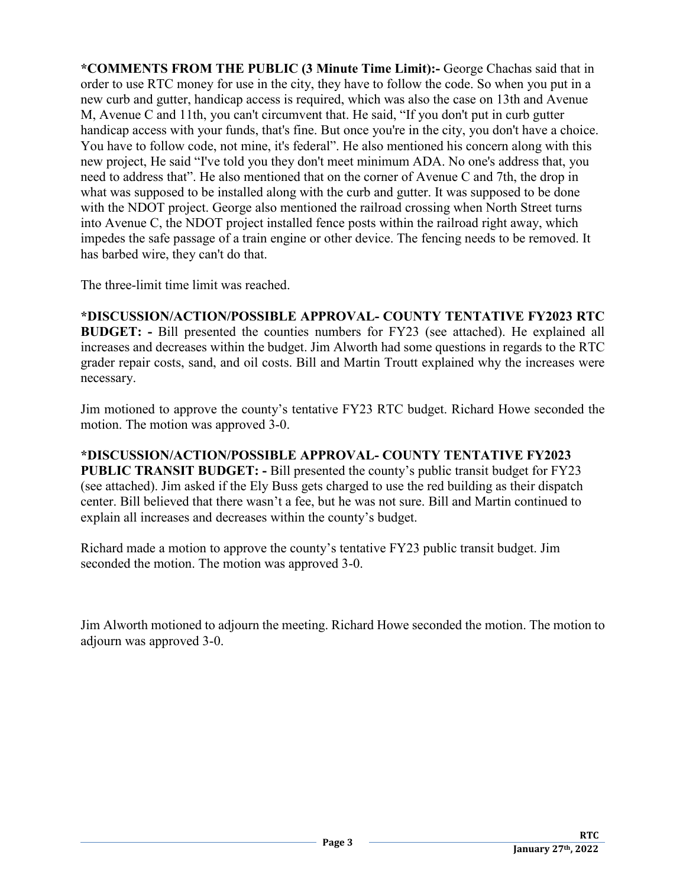**\*COMMENTS FROM THE PUBLIC (3 Minute Time Limit):-** George Chachas said that in order to use RTC money for use in the city, they have to follow the code. So when you put in a new curb and gutter, handicap access is required, which was also the case on 13th and Avenue M, Avenue C and 11th, you can't circumvent that. He said, "If you don't put in curb gutter handicap access with your funds, that's fine. But once you're in the city, you don't have a choice. You have to follow code, not mine, it's federal". He also mentioned his concern along with this new project, He said "I've told you they don't meet minimum ADA. No one's address that, you need to address that". He also mentioned that on the corner of Avenue C and 7th, the drop in what was supposed to be installed along with the curb and gutter. It was supposed to be done with the NDOT project. George also mentioned the railroad crossing when North Street turns into Avenue C, the NDOT project installed fence posts within the railroad right away, which impedes the safe passage of a train engine or other device. The fencing needs to be removed. It has barbed wire, they can't do that.

The three-limit time limit was reached.

**\*DISCUSSION/ACTION/POSSIBLE APPROVAL- COUNTY TENTATIVE FY2023 RTC BUDGET: -** Bill presented the counties numbers for FY23 (see attached). He explained all increases and decreases within the budget. Jim Alworth had some questions in regards to the RTC grader repair costs, sand, and oil costs. Bill and Martin Troutt explained why the increases were necessary.

Jim motioned to approve the county's tentative FY23 RTC budget. Richard Howe seconded the motion. The motion was approved 3-0.

**\*DISCUSSION/ACTION/POSSIBLE APPROVAL- COUNTY TENTATIVE FY2023 PUBLIC TRANSIT BUDGET: -** Bill presented the county's public transit budget for FY23 (see attached). Jim asked if the Ely Buss gets charged to use the red building as their dispatch center. Bill believed that there wasn't a fee, but he was not sure. Bill and Martin continued to explain all increases and decreases within the county's budget.

Richard made a motion to approve the county's tentative FY23 public transit budget. Jim seconded the motion. The motion was approved 3-0.

Jim Alworth motioned to adjourn the meeting. Richard Howe seconded the motion. The motion to adjourn was approved 3-0.